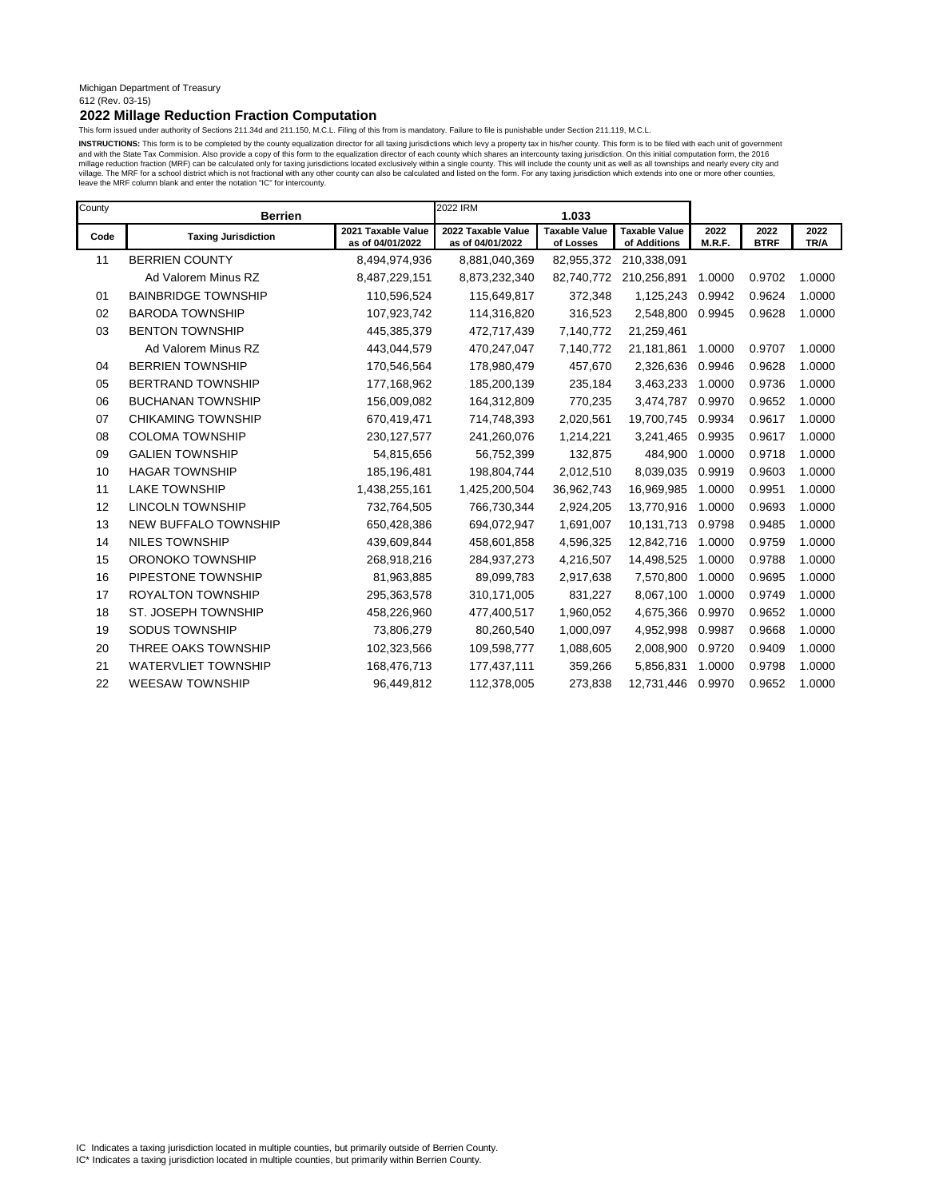Michigan Department of Treasury
612 (Rev. 03-15)

## 2022 Millage Reduction Fraction Computation

This form issued under authority of Sections 211.34d and 211.150, M.C.L. Filing of this from is mandatory. Failure to file is punishable under Section 211.119, M.C.L.

**INSTRUCTIONS:** This form is to be completed by the county equalization director for all taxing jurisdictions which levy a property tax in his/her county. This form is to be filed with each unit of government and with the State Tax Commision. Also provide a copy of this form to the equalization director of each county which shares an intercounty taxing jurisdiction. On this initial computation form, the 2016 millage reduction fraction (MRF) can be calculated only for taxing jurisdictions located exclusively within a single county. This will include the county unit as well as all townships and nearly every city and village. The MRF for a school district which is not fractional with any other county can also be calculated and listed on the form. For any taxing jurisdiction which extends into one or more other counties, leave the MRF column blank and enter the notation "IC" for intercounty.

| County: Berrien | | | 2022 IRM: 1.033 | | | | | |
|---|---|---|---|---|---|---|---|---|
| **Code** | **Taxing Jurisdiction** | **2021 Taxable Value as of 04/01/2022** | **2022 Taxable Value as of 04/01/2022** | **Taxable Value of Losses** | **Taxable Value of Additions** | **2022 M.R.F.** | **2022 BTRF** | **2022 TR/A** |
| 11 | BERRIEN COUNTY | 8,494,974,936 | 8,881,040,369 | 82,955,372 | 210,338,091 | | | |
| | Ad Valorem Minus RZ | 8,487,229,151 | 8,873,232,340 | 82,740,772 | 210,256,891 | 1.0000 | 0.9702 | 1.0000 |
| 01 | BAINBRIDGE TOWNSHIP | 110,596,524 | 115,649,817 | 372,348 | 1,125,243 | 0.9942 | 0.9624 | 1.0000 |
| 02 | BARODA TOWNSHIP | 107,923,742 | 114,316,820 | 316,523 | 2,548,800 | 0.9945 | 0.9628 | 1.0000 |
| 03 | BENTON TOWNSHIP | 445,385,379 | 472,717,439 | 7,140,772 | 21,259,461 | | | |
| | Ad Valorem Minus RZ | 443,044,579 | 470,247,047 | 7,140,772 | 21,181,861 | 1.0000 | 0.9707 | 1.0000 |
| 04 | BERRIEN TOWNSHIP | 170,546,564 | 178,980,479 | 457,670 | 2,326,636 | 0.9946 | 0.9628 | 1.0000 |
| 05 | BERTRAND TOWNSHIP | 177,168,962 | 185,200,139 | 235,184 | 3,463,233 | 1.0000 | 0.9736 | 1.0000 |
| 06 | BUCHANAN TOWNSHIP | 156,009,082 | 164,312,809 | 770,235 | 3,474,787 | 0.9970 | 0.9652 | 1.0000 |
| 07 | CHIKAMING TOWNSHIP | 670,419,471 | 714,748,393 | 2,020,561 | 19,700,745 | 0.9934 | 0.9617 | 1.0000 |
| 08 | COLOMA TOWNSHIP | 230,127,577 | 241,260,076 | 1,214,221 | 3,241,465 | 0.9935 | 0.9617 | 1.0000 |
| 09 | GALIEN TOWNSHIP | 54,815,656 | 56,752,399 | 132,875 | 484,900 | 1.0000 | 0.9718 | 1.0000 |
| 10 | HAGAR TOWNSHIP | 185,196,481 | 198,804,744 | 2,012,510 | 8,039,035 | 0.9919 | 0.9603 | 1.0000 |
| 11 | LAKE TOWNSHIP | 1,438,255,161 | 1,425,200,504 | 36,962,743 | 16,969,985 | 1.0000 | 0.9951 | 1.0000 |
| 12 | LINCOLN TOWNSHIP | 732,764,505 | 766,730,344 | 2,924,205 | 13,770,916 | 1.0000 | 0.9693 | 1.0000 |
| 13 | NEW BUFFALO TOWNSHIP | 650,428,386 | 694,072,947 | 1,691,007 | 10,131,713 | 0.9798 | 0.9485 | 1.0000 |
| 14 | NILES TOWNSHIP | 439,609,844 | 458,601,858 | 4,596,325 | 12,842,716 | 1.0000 | 0.9759 | 1.0000 |
| 15 | ORONOKO TOWNSHIP | 268,918,216 | 284,937,273 | 4,216,507 | 14,498,525 | 1.0000 | 0.9788 | 1.0000 |
| 16 | PIPESTONE TOWNSHIP | 81,963,885 | 89,099,783 | 2,917,638 | 7,570,800 | 1.0000 | 0.9695 | 1.0000 |
| 17 | ROYALTON TOWNSHIP | 295,363,578 | 310,171,005 | 831,227 | 8,067,100 | 1.0000 | 0.9749 | 1.0000 |
| 18 | ST. JOSEPH TOWNSHIP | 458,226,960 | 477,400,517 | 1,960,052 | 4,675,366 | 0.9970 | 0.9652 | 1.0000 |
| 19 | SODUS TOWNSHIP | 73,806,279 | 80,260,540 | 1,000,097 | 4,952,998 | 0.9987 | 0.9668 | 1.0000 |
| 20 | THREE OAKS TOWNSHIP | 102,323,566 | 109,598,777 | 1,088,605 | 2,008,900 | 0.9720 | 0.9409 | 1.0000 |
| 21 | WATERVLIET TOWNSHIP | 168,476,713 | 177,437,111 | 359,266 | 5,856,831 | 1.0000 | 0.9798 | 1.0000 |
| 22 | WEESAW TOWNSHIP | 96,449,812 | 112,378,005 | 273,838 | 12,731,446 | 0.9970 | 0.9652 | 1.0000 |

IC Indicates a taxing jurisdiction located in multiple counties, but primarily outside of Berrien County.
IC* Indicates a taxing jurisdiction located in multiple counties, but primarily within Berrien County.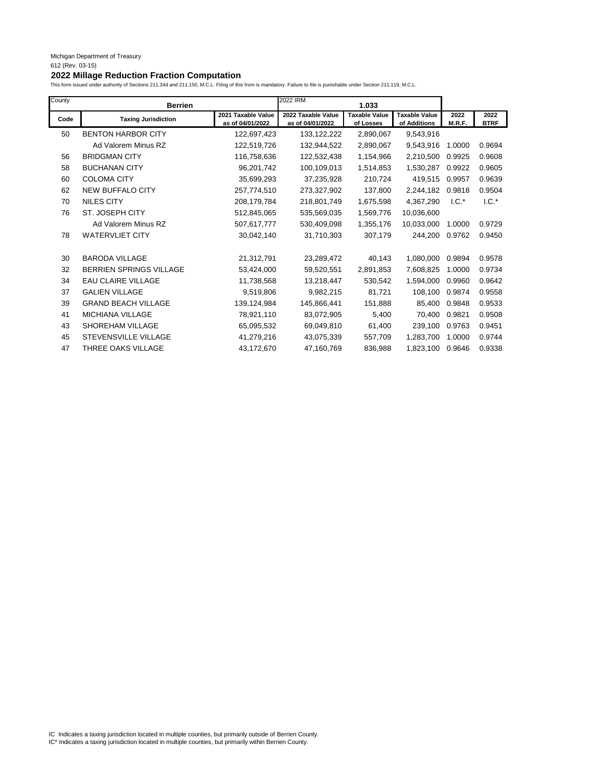Michigan Department of Treasury

612 (Rev. 03-15)

## 2022 Millage Reduction Fraction Computation

This form issued under authority of Sections 211.34d and 211.150, M.C.L. Filing of this from is mandatory. Failure to file is punishable under Section 211.119, M.C.L.

| County | Berrien | | 2022 IRM | 1.033 | | | |
|---|---|---|---|---|---|---|---|
| **Code** | **Taxing Jurisdiction** | **2021 Taxable Value as of 04/01/2022** | **2022 Taxable Value as of 04/01/2022** | **Taxable Value of Losses** | **Taxable Value of Additions** | **2022 M.R.F.** | **2022 BTRF** |
| 50 | BENTON HARBOR CITY | 122,697,423 | 133,122,222 | 2,890,067 | 9,543,916 | | |
| | Ad Valorem Minus RZ | 122,519,726 | 132,944,522 | 2,890,067 | 9,543,916 | 1.0000 | 0.9694 |
| 56 | BRIDGMAN CITY | 116,758,636 | 122,532,438 | 1,154,966 | 2,210,500 | 0.9925 | 0.9608 |
| 58 | BUCHANAN CITY | 96,201,742 | 100,109,013 | 1,514,853 | 1,530,287 | 0.9922 | 0.9605 |
| 60 | COLOMA CITY | 35,699,293 | 37,235,928 | 210,724 | 419,515 | 0.9957 | 0.9639 |
| 62 | NEW BUFFALO CITY | 257,774,510 | 273,327,902 | 137,800 | 2,244,182 | 0.9818 | 0.9504 |
| 70 | NILES CITY | 208,179,784 | 218,801,749 | 1,675,598 | 4,367,290 | I.C.* | I.C.* |
| 76 | ST. JOSEPH CITY | 512,845,065 | 535,569,035 | 1,569,776 | 10,036,600 | | |
| | Ad Valorem Minus RZ | 507,617,777 | 530,409,098 | 1,355,176 | 10,033,000 | 1.0000 | 0.9729 |
| 78 | WATERVLIET CITY | 30,042,140 | 31,710,303 | 307,179 | 244,200 | 0.9762 | 0.9450 |
| | | | | | | | |
| 30 | BARODA VILLAGE | 21,312,791 | 23,289,472 | 40,143 | 1,080,000 | 0.9894 | 0.9578 |
| 32 | BERRIEN SPRINGS VILLAGE | 53,424,000 | 59,520,551 | 2,891,853 | 7,608,825 | 1.0000 | 0.9734 |
| 34 | EAU CLAIRE VILLAGE | 11,738,568 | 13,218,447 | 530,542 | 1,594,000 | 0.9960 | 0.9642 |
| 37 | GALIEN VILLAGE | 9,519,806 | 9,982,215 | 81,721 | 108,100 | 0.9874 | 0.9558 |
| 39 | GRAND BEACH VILLAGE | 139,124,984 | 145,866,441 | 151,888 | 85,400 | 0.9848 | 0.9533 |
| 41 | MICHIANA VILLAGE | 78,921,110 | 83,072,905 | 5,400 | 70,400 | 0.9821 | 0.9508 |
| 43 | SHOREHAM VILLAGE | 65,095,532 | 69,049,810 | 61,400 | 239,100 | 0.9763 | 0.9451 |
| 45 | STEVENSVILLE VILLAGE | 41,279,216 | 43,075,339 | 557,709 | 1,283,700 | 1.0000 | 0.9744 |
| 47 | THREE OAKS VILLAGE | 43,172,670 | 47,160,769 | 836,988 | 1,823,100 | 0.9646 | 0.9338 |

IC Indicates a taxing jurisdiction located in multiple counties, but primarily outside of Berrien County.

IC* Indicates a taxing jurisdiction located in multiple counties, but primarily within Berrien County.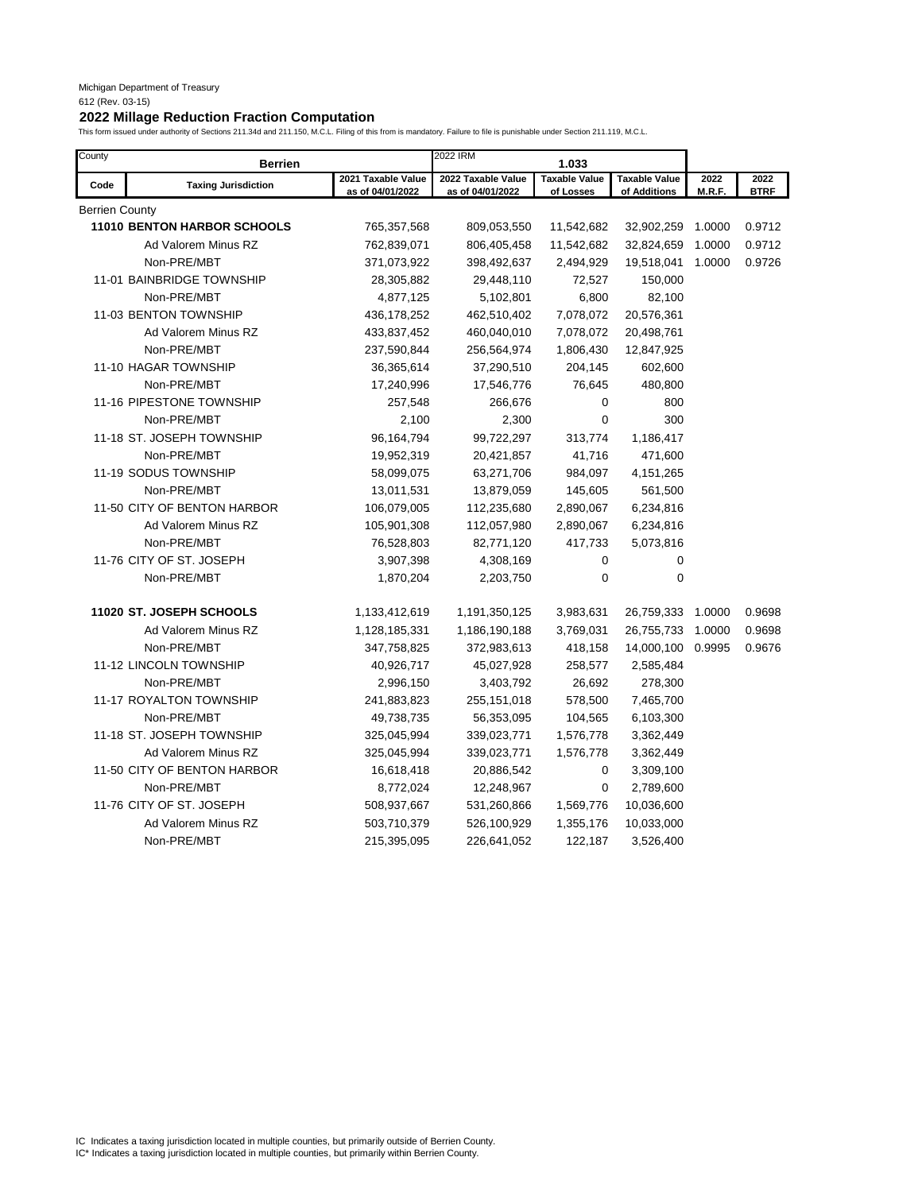Michigan Department of Treasury
612 (Rev. 03-15)

## 2022 Millage Reduction Fraction Computation

This form issued under authority of Sections 211.34d and 211.150, M.C.L. Filing of this from is mandatory. Failure to file is punishable under Section 211.119, M.C.L.

| County: Berrien | | | 2022 IRM: 1.033 | | | | |
|---|---|---|---|---|---|---|---|
| **Code** | **Taxing Jurisdiction** | **2021 Taxable Value as of 04/01/2022** | **2022 Taxable Value as of 04/01/2022** | **Taxable Value of Losses** | **Taxable Value of Additions** | **2022 M.R.F.** | **2022 BTRF** |
| Berrien County | | | | | | | |
| | **11010 BENTON HARBOR SCHOOLS** | 765,357,568 | 809,053,550 | 11,542,682 | 32,902,259 | 1.0000 | 0.9712 |
| | Ad Valorem Minus RZ | 762,839,071 | 806,405,458 | 11,542,682 | 32,824,659 | 1.0000 | 0.9712 |
| | Non-PRE/MBT | 371,073,922 | 398,492,637 | 2,494,929 | 19,518,041 | 1.0000 | 0.9726 |
| | 11-01 BAINBRIDGE TOWNSHIP | 28,305,882 | 29,448,110 | 72,527 | 150,000 | | |
| | Non-PRE/MBT | 4,877,125 | 5,102,801 | 6,800 | 82,100 | | |
| | 11-03 BENTON TOWNSHIP | 436,178,252 | 462,510,402 | 7,078,072 | 20,576,361 | | |
| | Ad Valorem Minus RZ | 433,837,452 | 460,040,010 | 7,078,072 | 20,498,761 | | |
| | Non-PRE/MBT | 237,590,844 | 256,564,974 | 1,806,430 | 12,847,925 | | |
| | 11-10 HAGAR TOWNSHIP | 36,365,614 | 37,290,510 | 204,145 | 602,600 | | |
| | Non-PRE/MBT | 17,240,996 | 17,546,776 | 76,645 | 480,800 | | |
| | 11-16 PIPESTONE TOWNSHIP | 257,548 | 266,676 | 0 | 800 | | |
| | Non-PRE/MBT | 2,100 | 2,300 | 0 | 300 | | |
| | 11-18 ST. JOSEPH TOWNSHIP | 96,164,794 | 99,722,297 | 313,774 | 1,186,417 | | |
| | Non-PRE/MBT | 19,952,319 | 20,421,857 | 41,716 | 471,600 | | |
| | 11-19 SODUS TOWNSHIP | 58,099,075 | 63,271,706 | 984,097 | 4,151,265 | | |
| | Non-PRE/MBT | 13,011,531 | 13,879,059 | 145,605 | 561,500 | | |
| | 11-50 CITY OF BENTON HARBOR | 106,079,005 | 112,235,680 | 2,890,067 | 6,234,816 | | |
| | Ad Valorem Minus RZ | 105,901,308 | 112,057,980 | 2,890,067 | 6,234,816 | | |
| | Non-PRE/MBT | 76,528,803 | 82,771,120 | 417,733 | 5,073,816 | | |
| | 11-76 CITY OF ST. JOSEPH | 3,907,398 | 4,308,169 | 0 | 0 | | |
| | Non-PRE/MBT | 1,870,204 | 2,203,750 | 0 | 0 | | |
| | **11020 ST. JOSEPH SCHOOLS** | 1,133,412,619 | 1,191,350,125 | 3,983,631 | 26,759,333 | 1.0000 | 0.9698 |
| | Ad Valorem Minus RZ | 1,128,185,331 | 1,186,190,188 | 3,769,031 | 26,755,733 | 1.0000 | 0.9698 |
| | Non-PRE/MBT | 347,758,825 | 372,983,613 | 418,158 | 14,000,100 | 0.9995 | 0.9676 |
| | 11-12 LINCOLN TOWNSHIP | 40,926,717 | 45,027,928 | 258,577 | 2,585,484 | | |
| | Non-PRE/MBT | 2,996,150 | 3,403,792 | 26,692 | 278,300 | | |
| | 11-17 ROYALTON TOWNSHIP | 241,883,823 | 255,151,018 | 578,500 | 7,465,700 | | |
| | Non-PRE/MBT | 49,738,735 | 56,353,095 | 104,565 | 6,103,300 | | |
| | 11-18 ST. JOSEPH TOWNSHIP | 325,045,994 | 339,023,771 | 1,576,778 | 3,362,449 | | |
| | Ad Valorem Minus RZ | 325,045,994 | 339,023,771 | 1,576,778 | 3,362,449 | | |
| | 11-50 CITY OF BENTON HARBOR | 16,618,418 | 20,886,542 | 0 | 3,309,100 | | |
| | Non-PRE/MBT | 8,772,024 | 12,248,967 | 0 | 2,789,600 | | |
| | 11-76 CITY OF ST. JOSEPH | 508,937,667 | 531,260,866 | 1,569,776 | 10,036,600 | | |
| | Ad Valorem Minus RZ | 503,710,379 | 526,100,929 | 1,355,176 | 10,033,000 | | |
| | Non-PRE/MBT | 215,395,095 | 226,641,052 | 122,187 | 3,526,400 | | |

IC Indicates a taxing jurisdiction located in multiple counties, but primarily outside of Berrien County.
IC* Indicates a taxing jurisdiction located in multiple counties, but primarily within Berrien County.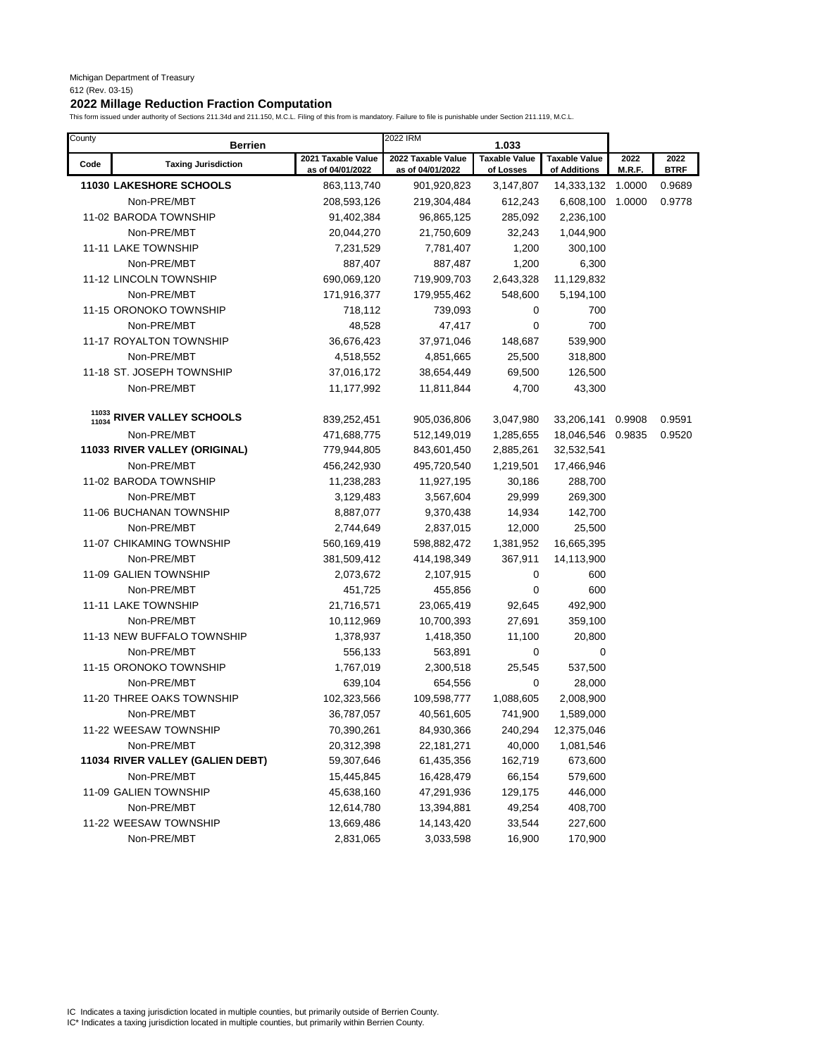Michigan Department of Treasury
612 (Rev. 03-15)

## 2022 Millage Reduction Fraction Computation

This form issued under authority of Sections 211.34d and 211.150, M.C.L. Filing of this from is mandatory. Failure to file is punishable under Section 211.119, M.C.L.

| County | Berrien | | 2022 IRM | 1.033 | | | |
|---|---|---|---|---|---|---|---|
| **Code** | **Taxing Jurisdiction** | **2021 Taxable Value as of 04/01/2022** | **2022 Taxable Value as of 04/01/2022** | **Taxable Value of Losses** | **Taxable Value of Additions** | **2022 M.R.F.** | **2022 BTRF** |
| | **11030 LAKESHORE SCHOOLS** | 863,113,740 | 901,920,823 | 3,147,807 | 14,333,132 | 1.0000 | 0.9689 |
| | Non-PRE/MBT | 208,593,126 | 219,304,484 | 612,243 | 6,608,100 | 1.0000 | 0.9778 |
| | 11-02 BARODA TOWNSHIP | 91,402,384 | 96,865,125 | 285,092 | 2,236,100 | | |
| | Non-PRE/MBT | 20,044,270 | 21,750,609 | 32,243 | 1,044,900 | | |
| | 11-11 LAKE TOWNSHIP | 7,231,529 | 7,781,407 | 1,200 | 300,100 | | |
| | Non-PRE/MBT | 887,407 | 887,487 | 1,200 | 6,300 | | |
| | 11-12 LINCOLN TOWNSHIP | 690,069,120 | 719,909,703 | 2,643,328 | 11,129,832 | | |
| | Non-PRE/MBT | 171,916,377 | 179,955,462 | 548,600 | 5,194,100 | | |
| | 11-15 ORONOKO TOWNSHIP | 718,112 | 739,093 | 0 | 700 | | |
| | Non-PRE/MBT | 48,528 | 47,417 | 0 | 700 | | |
| | 11-17 ROYALTON TOWNSHIP | 36,676,423 | 37,971,046 | 148,687 | 539,900 | | |
| | Non-PRE/MBT | 4,518,552 | 4,851,665 | 25,500 | 318,800 | | |
| | 11-18 ST. JOSEPH TOWNSHIP | 37,016,172 | 38,654,449 | 69,500 | 126,500 | | |
| | Non-PRE/MBT | 11,177,992 | 11,811,844 | 4,700 | 43,300 | | |
| 11033 11034 | **RIVER VALLEY SCHOOLS** | 839,252,451 | 905,036,806 | 3,047,980 | 33,206,141 | 0.9908 | 0.9591 |
| | Non-PRE/MBT | 471,688,775 | 512,149,019 | 1,285,655 | 18,046,546 | 0.9835 | 0.9520 |
| | **11033 RIVER VALLEY (ORIGINAL)** | 779,944,805 | 843,601,450 | 2,885,261 | 32,532,541 | | |
| | Non-PRE/MBT | 456,242,930 | 495,720,540 | 1,219,501 | 17,466,946 | | |
| | 11-02 BARODA TOWNSHIP | 11,238,283 | 11,927,195 | 30,186 | 288,700 | | |
| | Non-PRE/MBT | 3,129,483 | 3,567,604 | 29,999 | 269,300 | | |
| | 11-06 BUCHANAN TOWNSHIP | 8,887,077 | 9,370,438 | 14,934 | 142,700 | | |
| | Non-PRE/MBT | 2,744,649 | 2,837,015 | 12,000 | 25,500 | | |
| | 11-07 CHIKAMING TOWNSHIP | 560,169,419 | 598,882,472 | 1,381,952 | 16,665,395 | | |
| | Non-PRE/MBT | 381,509,412 | 414,198,349 | 367,911 | 14,113,900 | | |
| | 11-09 GALIEN TOWNSHIP | 2,073,672 | 2,107,915 | 0 | 600 | | |
| | Non-PRE/MBT | 451,725 | 455,856 | 0 | 600 | | |
| | 11-11 LAKE TOWNSHIP | 21,716,571 | 23,065,419 | 92,645 | 492,900 | | |
| | Non-PRE/MBT | 10,112,969 | 10,700,393 | 27,691 | 359,100 | | |
| | 11-13 NEW BUFFALO TOWNSHIP | 1,378,937 | 1,418,350 | 11,100 | 20,800 | | |
| | Non-PRE/MBT | 556,133 | 563,891 | 0 | 0 | | |
| | 11-15 ORONOKO TOWNSHIP | 1,767,019 | 2,300,518 | 25,545 | 537,500 | | |
| | Non-PRE/MBT | 639,104 | 654,556 | 0 | 28,000 | | |
| | 11-20 THREE OAKS TOWNSHIP | 102,323,566 | 109,598,777 | 1,088,605 | 2,008,900 | | |
| | Non-PRE/MBT | 36,787,057 | 40,561,605 | 741,900 | 1,589,000 | | |
| | 11-22 WEESAW TOWNSHIP | 70,390,261 | 84,930,366 | 240,294 | 12,375,046 | | |
| | Non-PRE/MBT | 20,312,398 | 22,181,271 | 40,000 | 1,081,546 | | |
| | **11034 RIVER VALLEY (GALIEN DEBT)** | 59,307,646 | 61,435,356 | 162,719 | 673,600 | | |
| | Non-PRE/MBT | 15,445,845 | 16,428,479 | 66,154 | 579,600 | | |
| | 11-09 GALIEN TOWNSHIP | 45,638,160 | 47,291,936 | 129,175 | 446,000 | | |
| | Non-PRE/MBT | 12,614,780 | 13,394,881 | 49,254 | 408,700 | | |
| | 11-22 WEESAW TOWNSHIP | 13,669,486 | 14,143,420 | 33,544 | 227,600 | | |
| | Non-PRE/MBT | 2,831,065 | 3,033,598 | 16,900 | 170,900 | | |

IC Indicates a taxing jurisdiction located in multiple counties, but primarily outside of Berrien County.
IC* Indicates a taxing jurisdiction located in multiple counties, but primarily within Berrien County.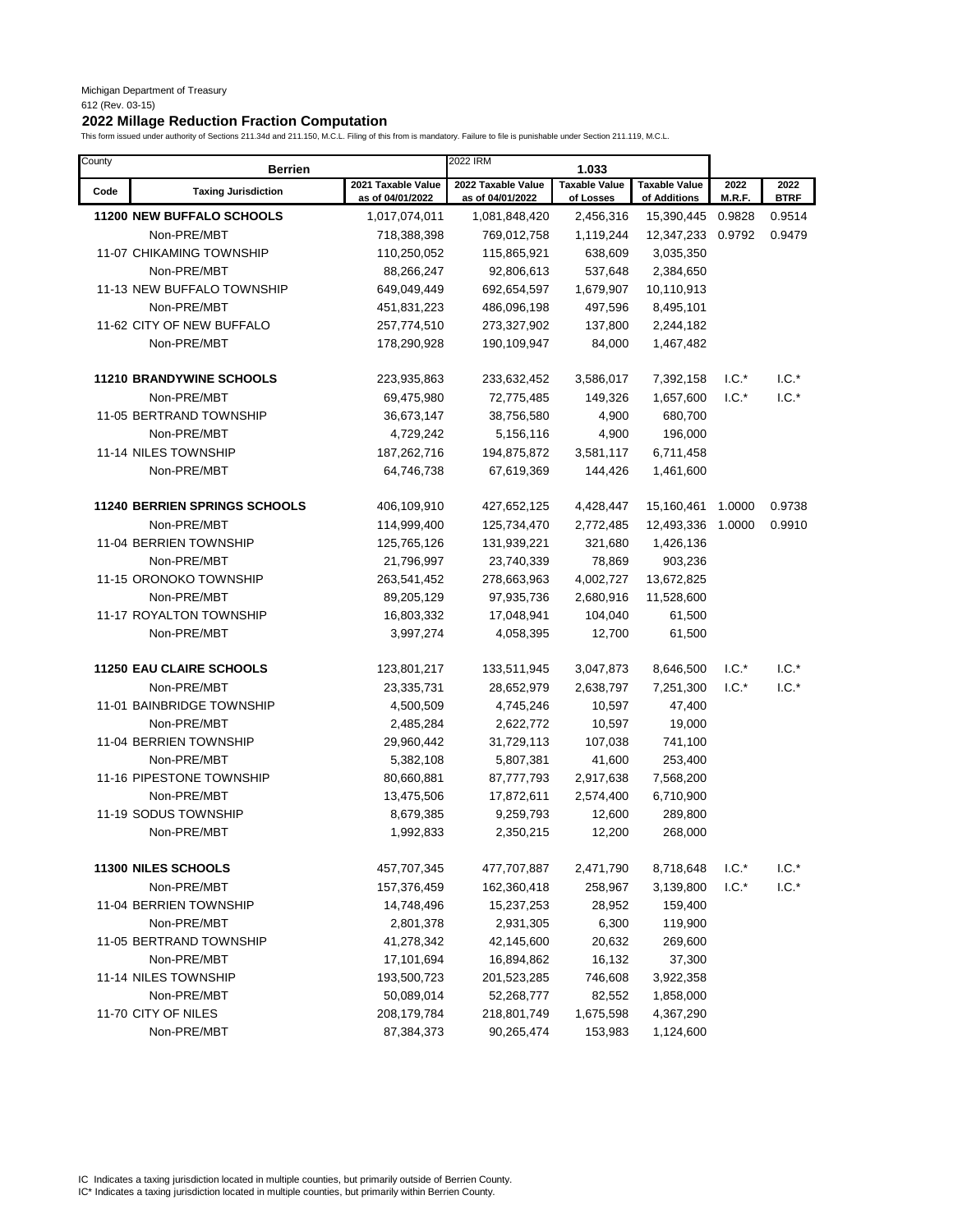Michigan Department of Treasury
612 (Rev. 03-15)

## 2022 Millage Reduction Fraction Computation

This form issued under authority of Sections 211.34d and 211.150, M.C.L. Filing of this from is mandatory. Failure to file is punishable under Section 211.119, M.C.L.

| County | Berrien | | 2022 IRM | 1.033 | | | |
|---|---|---|---|---|---|---|---|
| **Code** | **Taxing Jurisdiction** | **2021 Taxable Value as of 04/01/2022** | **2022 Taxable Value as of 04/01/2022** | **Taxable Value of Losses** | **Taxable Value of Additions** | **2022 M.R.F.** | **2022 BTRF** |
| | **11200 NEW BUFFALO SCHOOLS** | 1,017,074,011 | 1,081,848,420 | 2,456,316 | 15,390,445 | 0.9828 | 0.9514 |
| | Non-PRE/MBT | 718,388,398 | 769,012,758 | 1,119,244 | 12,347,233 | 0.9792 | 0.9479 |
| | 11-07 CHIKAMING TOWNSHIP | 110,250,052 | 115,865,921 | 638,609 | 3,035,350 | | |
| | Non-PRE/MBT | 88,266,247 | 92,806,613 | 537,648 | 2,384,650 | | |
| | 11-13 NEW BUFFALO TOWNSHIP | 649,049,449 | 692,654,597 | 1,679,907 | 10,110,913 | | |
| | Non-PRE/MBT | 451,831,223 | 486,096,198 | 497,596 | 8,495,101 | | |
| | 11-62 CITY OF NEW BUFFALO | 257,774,510 | 273,327,902 | 137,800 | 2,244,182 | | |
| | Non-PRE/MBT | 178,290,928 | 190,109,947 | 84,000 | 1,467,482 | | |
| | **11210 BRANDYWINE SCHOOLS** | 223,935,863 | 233,632,452 | 3,586,017 | 7,392,158 | I.C.* | I.C.* |
| | Non-PRE/MBT | 69,475,980 | 72,775,485 | 149,326 | 1,657,600 | I.C.* | I.C.* |
| | 11-05 BERTRAND TOWNSHIP | 36,673,147 | 38,756,580 | 4,900 | 680,700 | | |
| | Non-PRE/MBT | 4,729,242 | 5,156,116 | 4,900 | 196,000 | | |
| | 11-14 NILES TOWNSHIP | 187,262,716 | 194,875,872 | 3,581,117 | 6,711,458 | | |
| | Non-PRE/MBT | 64,746,738 | 67,619,369 | 144,426 | 1,461,600 | | |
| | **11240 BERRIEN SPRINGS SCHOOLS** | 406,109,910 | 427,652,125 | 4,428,447 | 15,160,461 | 1.0000 | 0.9738 |
| | Non-PRE/MBT | 114,999,400 | 125,734,470 | 2,772,485 | 12,493,336 | 1.0000 | 0.9910 |
| | 11-04 BERRIEN TOWNSHIP | 125,765,126 | 131,939,221 | 321,680 | 1,426,136 | | |
| | Non-PRE/MBT | 21,796,997 | 23,740,339 | 78,869 | 903,236 | | |
| | 11-15 ORONOKO TOWNSHIP | 263,541,452 | 278,663,963 | 4,002,727 | 13,672,825 | | |
| | Non-PRE/MBT | 89,205,129 | 97,935,736 | 2,680,916 | 11,528,600 | | |
| | 11-17 ROYALTON TOWNSHIP | 16,803,332 | 17,048,941 | 104,040 | 61,500 | | |
| | Non-PRE/MBT | 3,997,274 | 4,058,395 | 12,700 | 61,500 | | |
| | **11250 EAU CLAIRE SCHOOLS** | 123,801,217 | 133,511,945 | 3,047,873 | 8,646,500 | I.C.* | I.C.* |
| | Non-PRE/MBT | 23,335,731 | 28,652,979 | 2,638,797 | 7,251,300 | I.C.* | I.C.* |
| | 11-01 BAINBRIDGE TOWNSHIP | 4,500,509 | 4,745,246 | 10,597 | 47,400 | | |
| | Non-PRE/MBT | 2,485,284 | 2,622,772 | 10,597 | 19,000 | | |
| | 11-04 BERRIEN TOWNSHIP | 29,960,442 | 31,729,113 | 107,038 | 741,100 | | |
| | Non-PRE/MBT | 5,382,108 | 5,807,381 | 41,600 | 253,400 | | |
| | 11-16 PIPESTONE TOWNSHIP | 80,660,881 | 87,777,793 | 2,917,638 | 7,568,200 | | |
| | Non-PRE/MBT | 13,475,506 | 17,872,611 | 2,574,400 | 6,710,900 | | |
| | 11-19 SODUS TOWNSHIP | 8,679,385 | 9,259,793 | 12,600 | 289,800 | | |
| | Non-PRE/MBT | 1,992,833 | 2,350,215 | 12,200 | 268,000 | | |
| | **11300 NILES SCHOOLS** | 457,707,345 | 477,707,887 | 2,471,790 | 8,718,648 | I.C.* | I.C.* |
| | Non-PRE/MBT | 157,376,459 | 162,360,418 | 258,967 | 3,139,800 | I.C.* | I.C.* |
| | 11-04 BERRIEN TOWNSHIP | 14,748,496 | 15,237,253 | 28,952 | 159,400 | | |
| | Non-PRE/MBT | 2,801,378 | 2,931,305 | 6,300 | 119,900 | | |
| | 11-05 BERTRAND TOWNSHIP | 41,278,342 | 42,145,600 | 20,632 | 269,600 | | |
| | Non-PRE/MBT | 17,101,694 | 16,894,862 | 16,132 | 37,300 | | |
| | 11-14 NILES TOWNSHIP | 193,500,723 | 201,523,285 | 746,608 | 3,922,358 | | |
| | Non-PRE/MBT | 50,089,014 | 52,268,777 | 82,552 | 1,858,000 | | |
| | 11-70 CITY OF NILES | 208,179,784 | 218,801,749 | 1,675,598 | 4,367,290 | | |
| | Non-PRE/MBT | 87,384,373 | 90,265,474 | 153,983 | 1,124,600 | | |

IC Indicates a taxing jurisdiction located in multiple counties, but primarily outside of Berrien County.
IC* Indicates a taxing jurisdiction located in multiple counties, but primarily within Berrien County.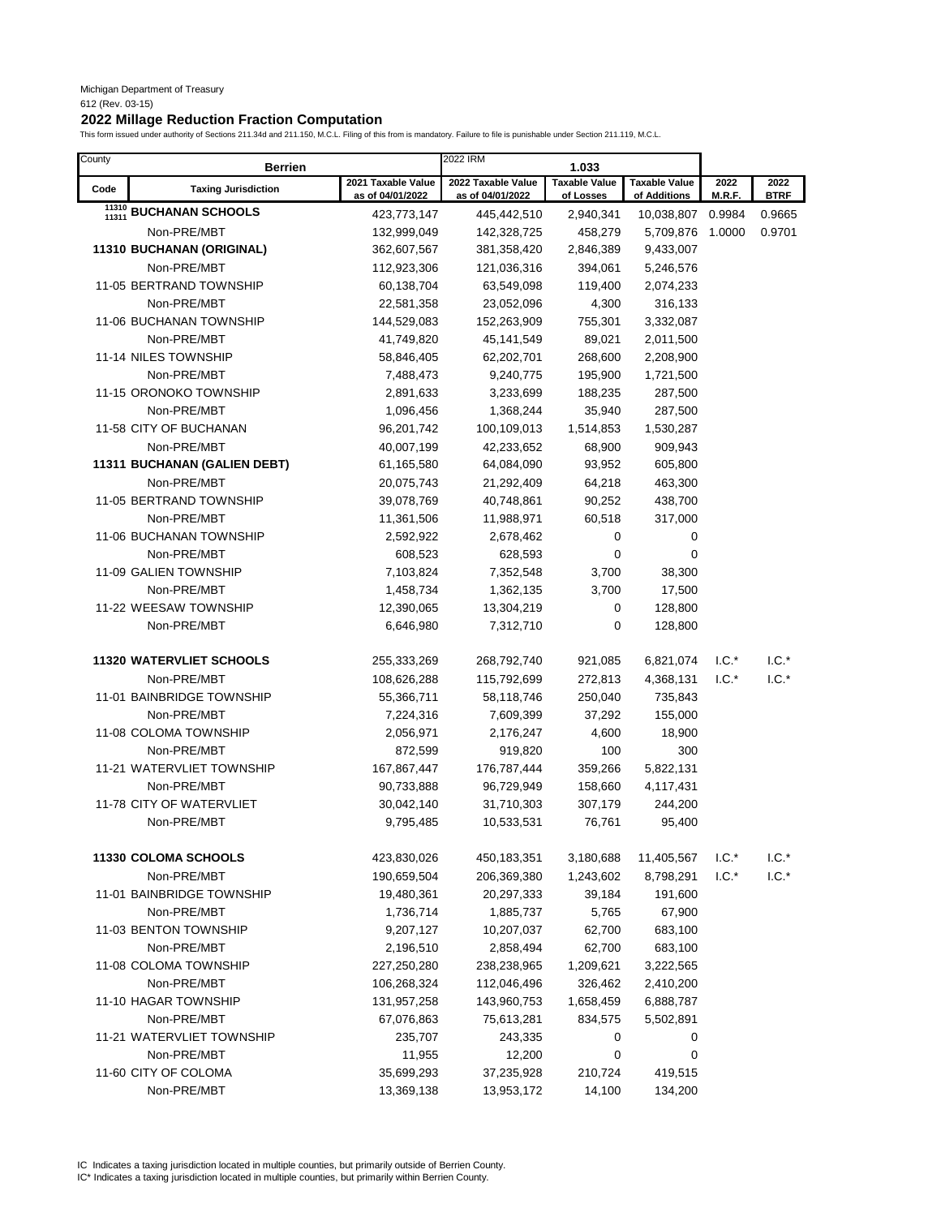Michigan Department of Treasury
612 (Rev. 03-15)

## 2022 Millage Reduction Fraction Computation

This form issued under authority of Sections 211.34d and 211.150, M.C.L. Filing of this from is mandatory. Failure to file is punishable under Section 211.119, M.C.L.

| County | Berrien | | 2022 IRM 1.033 | | | | |
|---|---|---|---|---|---|---|---|
| **Code** | **Taxing Jurisdiction** | **2021 Taxable Value as of 04/01/2022** | **2022 Taxable Value as of 04/01/2022** | **Taxable Value of Losses** | **Taxable Value of Additions** | **2022 M.R.F.** | **2022 BTRF** |
| 11310 11311 | **BUCHANAN SCHOOLS** | 423,773,147 | 445,442,510 | 2,940,341 | 10,038,807 | 0.9984 | 0.9665 |
| | Non-PRE/MBT | 132,999,049 | 142,328,725 | 458,279 | 5,709,876 | 1.0000 | 0.9701 |
| | **11310 BUCHANAN (ORIGINAL)** | 362,607,567 | 381,358,420 | 2,846,389 | 9,433,007 | | |
| | Non-PRE/MBT | 112,923,306 | 121,036,316 | 394,061 | 5,246,576 | | |
| | 11-05 BERTRAND TOWNSHIP | 60,138,704 | 63,549,098 | 119,400 | 2,074,233 | | |
| | Non-PRE/MBT | 22,581,358 | 23,052,096 | 4,300 | 316,133 | | |
| | 11-06 BUCHANAN TOWNSHIP | 144,529,083 | 152,263,909 | 755,301 | 3,332,087 | | |
| | Non-PRE/MBT | 41,749,820 | 45,141,549 | 89,021 | 2,011,500 | | |
| | 11-14 NILES TOWNSHIP | 58,846,405 | 62,202,701 | 268,600 | 2,208,900 | | |
| | Non-PRE/MBT | 7,488,473 | 9,240,775 | 195,900 | 1,721,500 | | |
| | 11-15 ORONOKO TOWNSHIP | 2,891,633 | 3,233,699 | 188,235 | 287,500 | | |
| | Non-PRE/MBT | 1,096,456 | 1,368,244 | 35,940 | 287,500 | | |
| | 11-58 CITY OF BUCHANAN | 96,201,742 | 100,109,013 | 1,514,853 | 1,530,287 | | |
| | Non-PRE/MBT | 40,007,199 | 42,233,652 | 68,900 | 909,943 | | |
| | **11311 BUCHANAN (GALIEN DEBT)** | 61,165,580 | 64,084,090 | 93,952 | 605,800 | | |
| | Non-PRE/MBT | 20,075,743 | 21,292,409 | 64,218 | 463,300 | | |
| | 11-05 BERTRAND TOWNSHIP | 39,078,769 | 40,748,861 | 90,252 | 438,700 | | |
| | Non-PRE/MBT | 11,361,506 | 11,988,971 | 60,518 | 317,000 | | |
| | 11-06 BUCHANAN TOWNSHIP | 2,592,922 | 2,678,462 | 0 | 0 | | |
| | Non-PRE/MBT | 608,523 | 628,593 | 0 | 0 | | |
| | 11-09 GALIEN TOWNSHIP | 7,103,824 | 7,352,548 | 3,700 | 38,300 | | |
| | Non-PRE/MBT | 1,458,734 | 1,362,135 | 3,700 | 17,500 | | |
| | 11-22 WEESAW TOWNSHIP | 12,390,065 | 13,304,219 | 0 | 128,800 | | |
| | Non-PRE/MBT | 6,646,980 | 7,312,710 | 0 | 128,800 | | |
| | | | | | | | |
| | **11320 WATERVLIET SCHOOLS** | 255,333,269 | 268,792,740 | 921,085 | 6,821,074 | I.C.* | I.C.* |
| | Non-PRE/MBT | 108,626,288 | 115,792,699 | 272,813 | 4,368,131 | I.C.* | I.C.* |
| | 11-01 BAINBRIDGE TOWNSHIP | 55,366,711 | 58,118,746 | 250,040 | 735,843 | | |
| | Non-PRE/MBT | 7,224,316 | 7,609,399 | 37,292 | 155,000 | | |
| | 11-08 COLOMA TOWNSHIP | 2,056,971 | 2,176,247 | 4,600 | 18,900 | | |
| | Non-PRE/MBT | 872,599 | 919,820 | 100 | 300 | | |
| | 11-21 WATERVLIET TOWNSHIP | 167,867,447 | 176,787,444 | 359,266 | 5,822,131 | | |
| | Non-PRE/MBT | 90,733,888 | 96,729,949 | 158,660 | 4,117,431 | | |
| | 11-78 CITY OF WATERVLIET | 30,042,140 | 31,710,303 | 307,179 | 244,200 | | |
| | Non-PRE/MBT | 9,795,485 | 10,533,531 | 76,761 | 95,400 | | |
| | | | | | | | |
| | **11330 COLOMA SCHOOLS** | 423,830,026 | 450,183,351 | 3,180,688 | 11,405,567 | I.C.* | I.C.* |
| | Non-PRE/MBT | 190,659,504 | 206,369,380 | 1,243,602 | 8,798,291 | I.C.* | I.C.* |
| | 11-01 BAINBRIDGE TOWNSHIP | 19,480,361 | 20,297,333 | 39,184 | 191,600 | | |
| | Non-PRE/MBT | 1,736,714 | 1,885,737 | 5,765 | 67,900 | | |
| | 11-03 BENTON TOWNSHIP | 9,207,127 | 10,207,037 | 62,700 | 683,100 | | |
| | Non-PRE/MBT | 2,196,510 | 2,858,494 | 62,700 | 683,100 | | |
| | 11-08 COLOMA TOWNSHIP | 227,250,280 | 238,238,965 | 1,209,621 | 3,222,565 | | |
| | Non-PRE/MBT | 106,268,324 | 112,046,496 | 326,462 | 2,410,200 | | |
| | 11-10 HAGAR TOWNSHIP | 131,957,258 | 143,960,753 | 1,658,459 | 6,888,787 | | |
| | Non-PRE/MBT | 67,076,863 | 75,613,281 | 834,575 | 5,502,891 | | |
| | 11-21 WATERVLIET TOWNSHIP | 235,707 | 243,335 | 0 | 0 | | |
| | Non-PRE/MBT | 11,955 | 12,200 | 0 | 0 | | |
| | 11-60 CITY OF COLOMA | 35,699,293 | 37,235,928 | 210,724 | 419,515 | | |
| | Non-PRE/MBT | 13,369,138 | 13,953,172 | 14,100 | 134,200 | | |

IC Indicates a taxing jurisdiction located in multiple counties, but primarily outside of Berrien County.
IC* Indicates a taxing jurisdiction located in multiple counties, but primarily within Berrien County.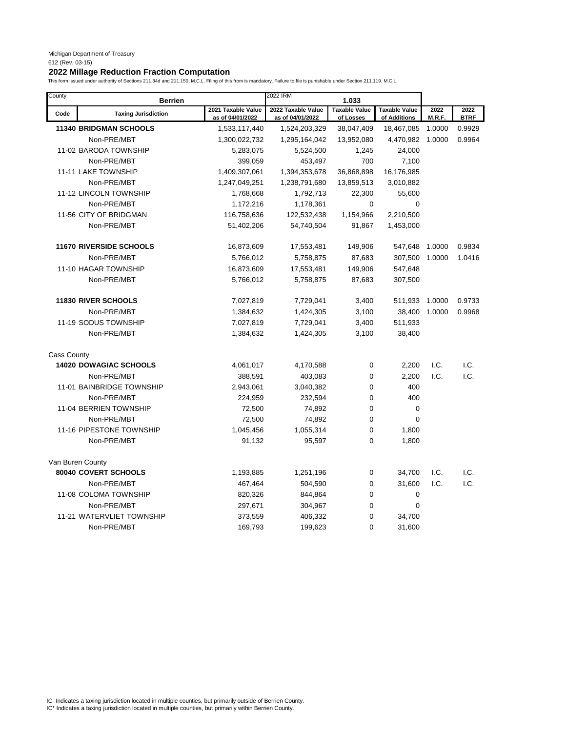Michigan Department of Treasury
612 (Rev. 03-15)

## 2022 Millage Reduction Fraction Computation

This form issued under authority of Sections 211.34d and 211.150, M.C.L. Filing of this from is mandatory. Failure to file is punishable under Section 211.119, M.C.L.

| County | Berrien | | 2022 IRM | 1.033 | | | |
|---|---|---|---|---|---|---|---|
| Code | Taxing Jurisdiction | 2021 Taxable Value as of 04/01/2022 | 2022 Taxable Value as of 04/01/2022 | Taxable Value of Losses | Taxable Value of Additions | 2022 M.R.F. | 2022 BTRF |
| **11340** | **BRIDGMAN SCHOOLS** | 1,533,117,440 | 1,524,203,329 | 38,047,409 | 18,467,085 | 1.0000 | 0.9929 |
| | Non-PRE/MBT | 1,300,022,732 | 1,295,164,042 | 13,952,080 | 4,470,982 | 1.0000 | 0.9964 |
| 11-02 | BARODA TOWNSHIP | 5,283,075 | 5,524,500 | 1,245 | 24,000 | | |
| | Non-PRE/MBT | 399,059 | 453,497 | 700 | 7,100 | | |
| 11-11 | LAKE TOWNSHIP | 1,409,307,061 | 1,394,353,678 | 36,868,898 | 16,176,985 | | |
| | Non-PRE/MBT | 1,247,049,251 | 1,238,791,680 | 13,859,513 | 3,010,882 | | |
| 11-12 | LINCOLN TOWNSHIP | 1,768,668 | 1,792,713 | 22,300 | 55,600 | | |
| | Non-PRE/MBT | 1,172,216 | 1,178,361 | 0 | 0 | | |
| 11-56 | CITY OF BRIDGMAN | 116,758,636 | 122,532,438 | 1,154,966 | 2,210,500 | | |
| | Non-PRE/MBT | 51,402,206 | 54,740,504 | 91,867 | 1,453,000 | | |
| **11670** | **RIVERSIDE SCHOOLS** | 16,873,609 | 17,553,481 | 149,906 | 547,648 | 1.0000 | 0.9834 |
| | Non-PRE/MBT | 5,766,012 | 5,758,875 | 87,683 | 307,500 | 1.0000 | 1.0416 |
| 11-10 | HAGAR TOWNSHIP | 16,873,609 | 17,553,481 | 149,906 | 547,648 | | |
| | Non-PRE/MBT | 5,766,012 | 5,758,875 | 87,683 | 307,500 | | |
| **11830** | **RIVER SCHOOLS** | 7,027,819 | 7,729,041 | 3,400 | 511,933 | 1.0000 | 0.9733 |
| | Non-PRE/MBT | 1,384,632 | 1,424,305 | 3,100 | 38,400 | 1.0000 | 0.9968 |
| 11-19 | SODUS TOWNSHIP | 7,027,819 | 7,729,041 | 3,400 | 511,933 | | |
| | Non-PRE/MBT | 1,384,632 | 1,424,305 | 3,100 | 38,400 | | |
| Cass County | | | | | | | |
| **14020** | **DOWAGIAC SCHOOLS** | 4,061,017 | 4,170,588 | 0 | 2,200 | I.C. | I.C. |
| | Non-PRE/MBT | 388,591 | 403,083 | 0 | 2,200 | I.C. | I.C. |
| 11-01 | BAINBRIDGE TOWNSHIP | 2,943,061 | 3,040,382 | 0 | 400 | | |
| | Non-PRE/MBT | 224,959 | 232,594 | 0 | 400 | | |
| 11-04 | BERRIEN TOWNSHIP | 72,500 | 74,892 | 0 | 0 | | |
| | Non-PRE/MBT | 72,500 | 74,892 | 0 | 0 | | |
| 11-16 | PIPESTONE TOWNSHIP | 1,045,456 | 1,055,314 | 0 | 1,800 | | |
| | Non-PRE/MBT | 91,132 | 95,597 | 0 | 1,800 | | |
| Van Buren County | | | | | | | |
| **80040** | **COVERT SCHOOLS** | 1,193,885 | 1,251,196 | 0 | 34,700 | I.C. | I.C. |
| | Non-PRE/MBT | 467,464 | 504,590 | 0 | 31,600 | I.C. | I.C. |
| 11-08 | COLOMA TOWNSHIP | 820,326 | 844,864 | 0 | 0 | | |
| | Non-PRE/MBT | 297,671 | 304,967 | 0 | 0 | | |
| 11-21 | WATERVLIET TOWNSHIP | 373,559 | 406,332 | 0 | 34,700 | | |
| | Non-PRE/MBT | 169,793 | 199,623 | 0 | 31,600 | | |

IC Indicates a taxing jurisdiction located in multiple counties, but primarily outside of Berrien County.
IC* Indicates a taxing jurisdiction located in multiple counties, but primarily within Berrien County.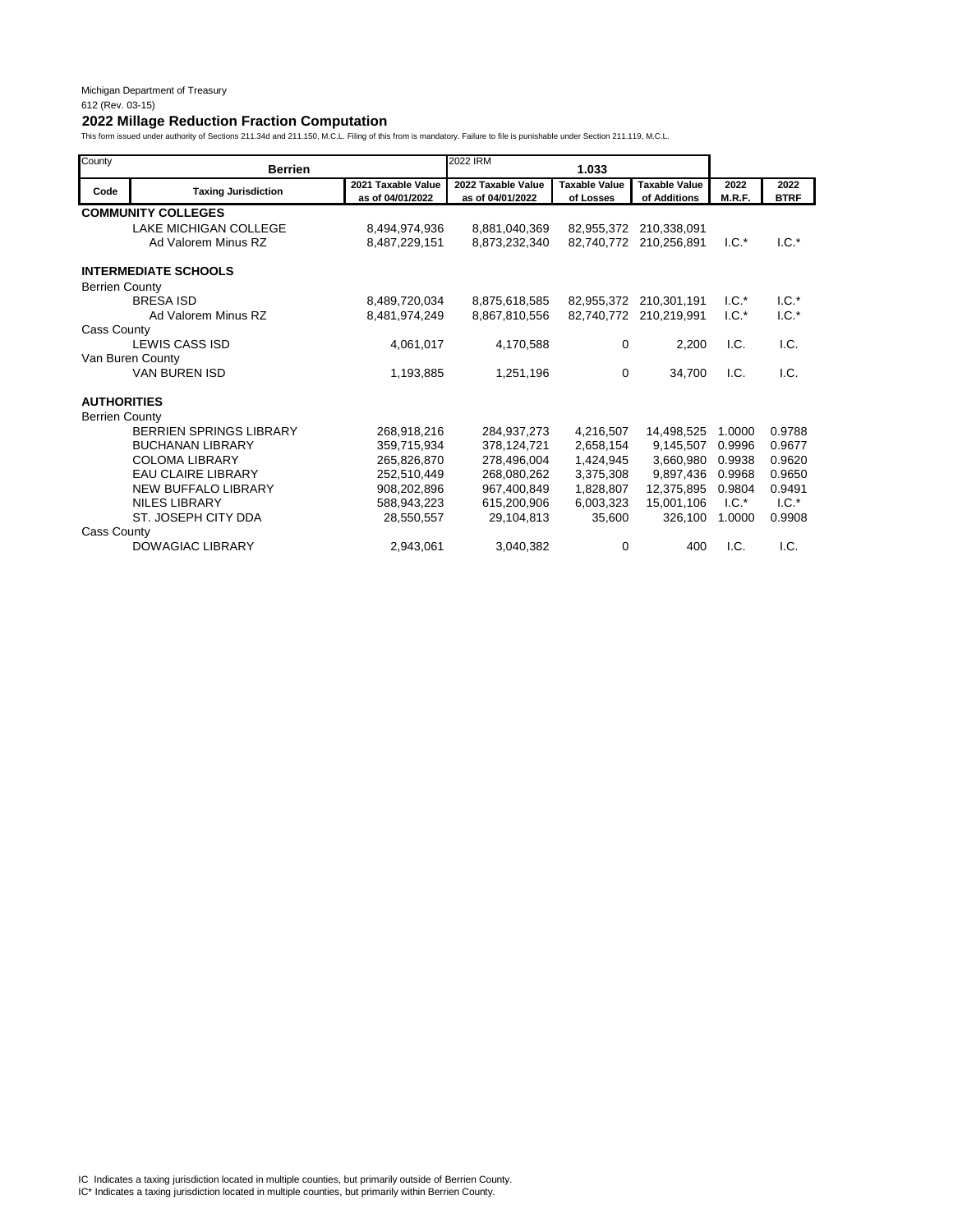Michigan Department of Treasury
612 (Rev. 03-15)

## 2022 Millage Reduction Fraction Computation

This form issued under authority of Sections 211.34d and 211.150, M.C.L. Filing of this from is mandatory. Failure to file is punishable under Section 211.119, M.C.L.

| County | Berrien | | 2022 IRM 1.033 | | | | |
|---|---|---|---|---|---|---|---|
| Code | Taxing Jurisdiction | 2021 Taxable Value as of 04/01/2022 | 2022 Taxable Value as of 04/01/2022 | Taxable Value of Losses | Taxable Value of Additions | 2022 M.R.F. | 2022 BTRF |
| **COMMUNITY COLLEGES** | | | | | | | |
| | LAKE MICHIGAN COLLEGE | 8,494,974,936 | 8,881,040,369 | 82,955,372 | 210,338,091 | | |
| | Ad Valorem Minus RZ | 8,487,229,151 | 8,873,232,340 | 82,740,772 | 210,256,891 | I.C.* | I.C.* |
| **INTERMEDIATE SCHOOLS** | | | | | | | |
| Berrien County | | | | | | | |
| | BRESA ISD | 8,489,720,034 | 8,875,618,585 | 82,955,372 | 210,301,191 | I.C.* | I.C.* |
| | Ad Valorem Minus RZ | 8,481,974,249 | 8,867,810,556 | 82,740,772 | 210,219,991 | I.C.* | I.C.* |
| Cass County | | | | | | | |
| | LEWIS CASS ISD | 4,061,017 | 4,170,588 | 0 | 2,200 | I.C. | I.C. |
| Van Buren County | | | | | | | |
| | VAN BUREN ISD | 1,193,885 | 1,251,196 | 0 | 34,700 | I.C. | I.C. |
| **AUTHORITIES** | | | | | | | |
| Berrien County | | | | | | | |
| | BERRIEN SPRINGS LIBRARY | 268,918,216 | 284,937,273 | 4,216,507 | 14,498,525 | 1.0000 | 0.9788 |
| | BUCHANAN LIBRARY | 359,715,934 | 378,124,721 | 2,658,154 | 9,145,507 | 0.9996 | 0.9677 |
| | COLOMA LIBRARY | 265,826,870 | 278,496,004 | 1,424,945 | 3,660,980 | 0.9938 | 0.9620 |
| | EAU CLAIRE LIBRARY | 252,510,449 | 268,080,262 | 3,375,308 | 9,897,436 | 0.9968 | 0.9650 |
| | NEW BUFFALO LIBRARY | 908,202,896 | 967,400,849 | 1,828,807 | 12,375,895 | 0.9804 | 0.9491 |
| | NILES LIBRARY | 588,943,223 | 615,200,906 | 6,003,323 | 15,001,106 | I.C.* | I.C.* |
| | ST. JOSEPH CITY DDA | 28,550,557 | 29,104,813 | 35,600 | 326,100 | 1.0000 | 0.9908 |
| Cass County | | | | | | | |
| | DOWAGIAC LIBRARY | 2,943,061 | 3,040,382 | 0 | 400 | I.C. | I.C. |

IC Indicates a taxing jurisdiction located in multiple counties, but primarily outside of Berrien County.
IC* Indicates a taxing jurisdiction located in multiple counties, but primarily within Berrien County.